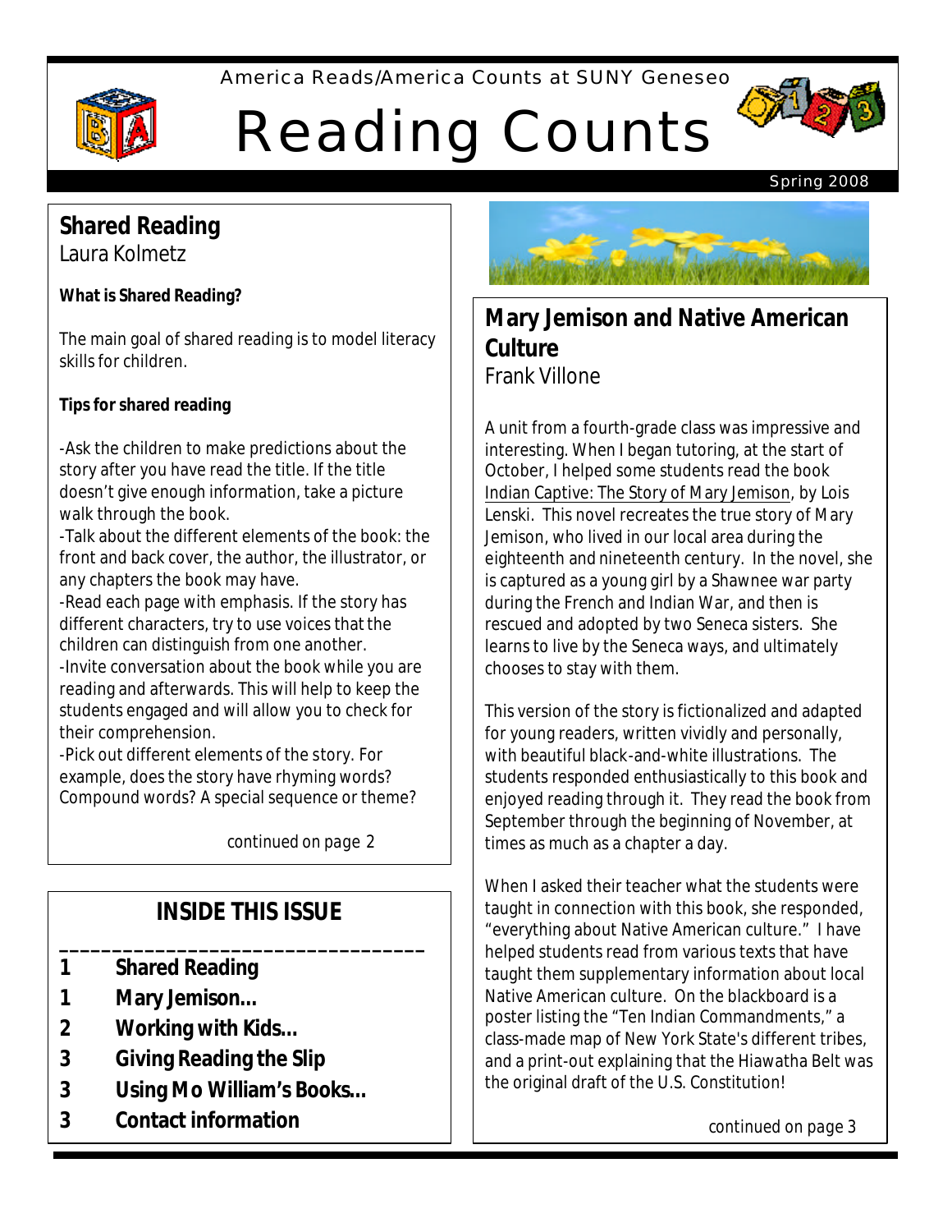America Reads/America Counts at SUNY Geneseo

# Reading Counts

Spring 2008

## Shared Reading

Laura Kolmetz

**What is Shared Reading?**

The main goal of shared reading is to model literacy skills for children.

**Tips for shared reading**

-Ask the children to make predictions about the story after you have read the title. If the title doesn't give enough information, take a picture walk through the book.
-Talk about the different elements of the book: the front and back cover, the author, the illustrator, or any chapters the book may have.
-Read each page with emphasis. If the story has different characters, try to use voices that the children can distinguish from one another.
-Invite conversation about the book while you are reading and afterwards. This will help to keep the students engaged and will allow you to check for their comprehension.
-Pick out different elements of the story. For example, does the story have rhyming words? Compound words? A special sequence or theme?

*continued on page 2*

## INSIDE THIS ISSUE

1 **Shared Reading**
1 **Mary Jemison…**
2 **Working with Kids…**
3 **Giving Reading the Slip**
3 **Using Mo William's Books…**
3 **Contact information**

## Mary Jemison and Native American Culture

Frank Villone

A unit from a fourth-grade class was impressive and interesting. When I began tutoring, at the start of October, I helped some students read the book Indian Captive: The Story of Mary Jemison, by Lois Lenski. This novel recreates the true story of Mary Jemison, who lived in our local area during the eighteenth and nineteenth century. In the novel, she is captured as a young girl by a Shawnee war party during the French and Indian War, and then is rescued and adopted by two Seneca sisters. She learns to live by the Seneca ways, and ultimately chooses to stay with them.

This version of the story is fictionalized and adapted for young readers, written vividly and personally, with beautiful black-and-white illustrations. The students responded enthusiastically to this book and enjoyed reading through it. They read the book from September through the beginning of November, at times as much as a chapter a day.

When I asked their teacher what the students were taught in connection with this book, she responded, "everything about Native American culture." I have helped students read from various texts that have taught them supplementary information about local Native American culture. On the blackboard is a poster listing the "Ten Indian Commandments," a class-made map of New York State's different tribes, and a print-out explaining that the Hiawatha Belt was the original draft of the U.S. Constitution!

*continued on page 3*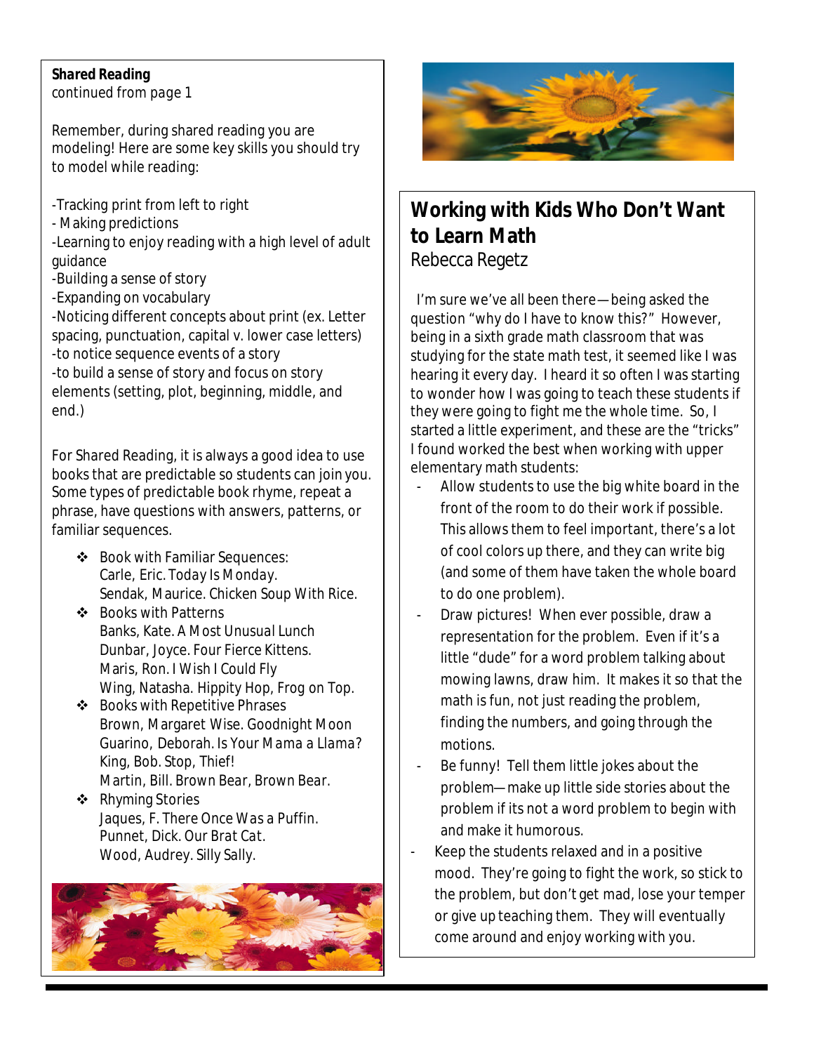**_Shared Reading_**
continued from page 1

Remember, during shared reading you are modeling! Here are some key skills you should try to model while reading:

-Tracking print from left to right
- Making predictions
-Learning to enjoy reading with a high level of adult guidance
-Building a sense of story
-Expanding on vocabulary
-Noticing different concepts about print (ex. Letter spacing, punctuation, capital v. lower case letters)
-to notice sequence events of a story
-to build a sense of story and focus on story elements (setting, plot, beginning, middle, and end.)

For Shared Reading, it is always a good idea to use books that are predictable so students can join you. Some types of predictable book rhyme, repeat a phrase, have questions with answers, patterns, or familiar sequences.

- Book with Familiar Sequences:
  Carle, Eric. Today Is Monday.
  Sendak, Maurice. Chicken Soup With Rice.
- Books with Patterns
  Banks, Kate. A Most Unusual Lunch
  Dunbar, Joyce. Four Fierce Kittens.
  Maris, Ron. I Wish I Could Fly
  Wing, Natasha. Hippity Hop, Frog on Top.
- Books with Repetitive Phrases
  Brown, Margaret Wise. Goodnight Moon
  Guarino, Deborah. Is Your Mama a Llama?
  King, Bob. Stop, Thief!
  Martin, Bill. Brown Bear, Brown Bear.
- Rhyming Stories
  Jaques, F. There Once Was a Puffin.
  Punnet, Dick. Our Brat Cat.
  Wood, Audrey. Silly Sally.

## Working with Kids Who Don't Want to Learn Math

Rebecca Regetz

I'm sure we've all been there—being asked the question "why do I have to know this?" However, being in a sixth grade math classroom that was studying for the state math test, it seemed like I was hearing it every day. I heard it so often I was starting to wonder how I was going to teach these students if they were going to fight me the whole time. So, I started a little experiment, and these are the "tricks" I found worked the best when working with upper elementary math students:

- Allow students to use the big white board in the front of the room to do their work if possible. This allows them to feel important, there's a lot of cool colors up there, and they can write big (and some of them have taken the whole board to do one problem).
- Draw pictures! When ever possible, draw a representation for the problem. Even if it's a little "dude" for a word problem talking about mowing lawns, draw him. It makes it so that the math is fun, not just reading the problem, finding the numbers, and going through the motions.
- Be funny! Tell them little jokes about the problem—make up little side stories about the problem if its not a word problem to begin with and make it humorous.
- Keep the students relaxed and in a positive mood. They're going to fight the work, so stick to the problem, but don't get mad, lose your temper or give up teaching them. They will eventually come around and enjoy working with you.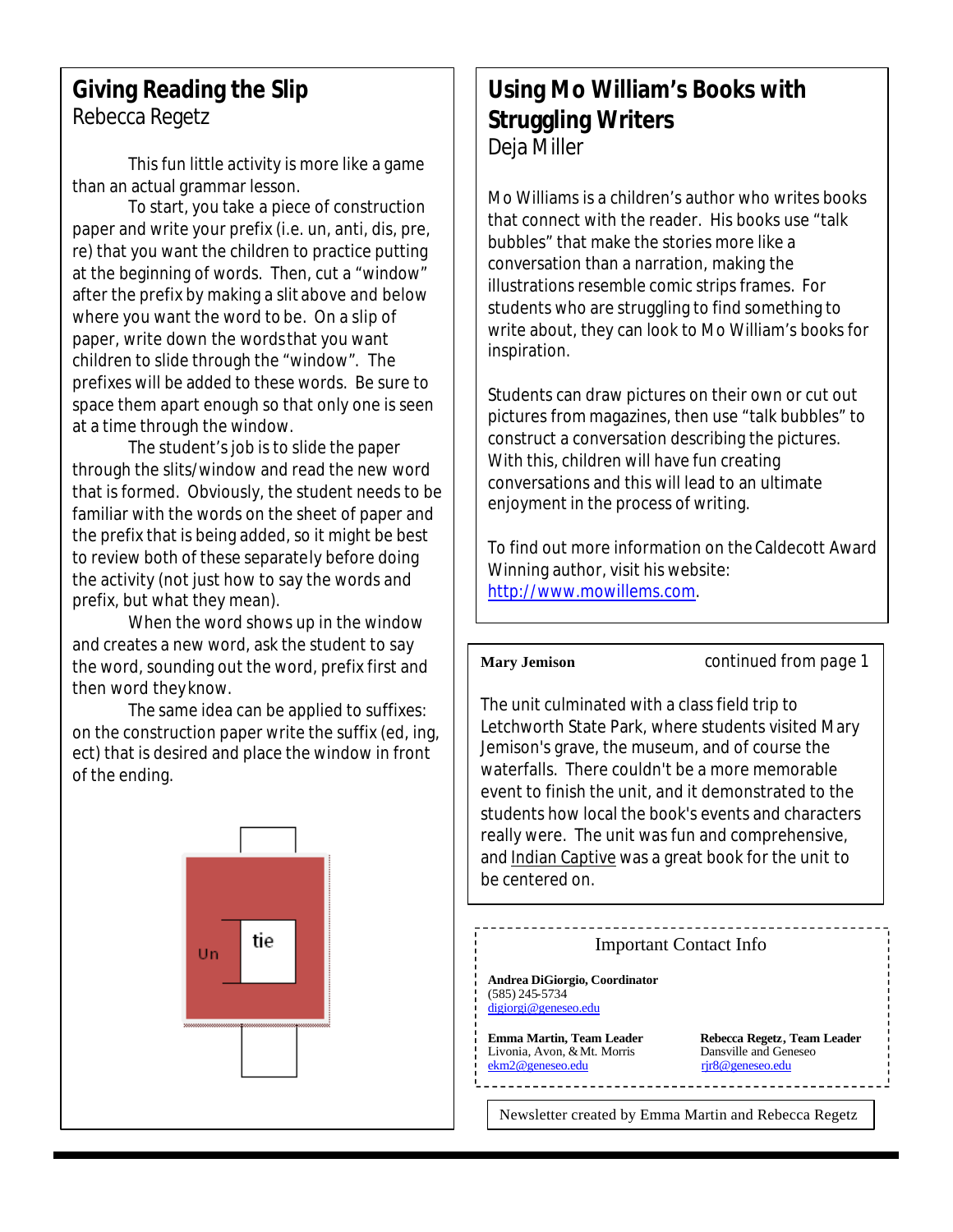## Giving Reading the Slip

Rebecca Regetz

This fun little activity is more like a game than an actual grammar lesson.

To start, you take a piece of construction paper and write your prefix (i.e. un, anti, dis, pre, re) that you want the children to practice putting at the beginning of words. Then, cut a "window" after the prefix by making a slit above and below where you want the word to be. On a slip of paper, write down the words that you want children to slide through the "window". The prefixes will be added to these words. Be sure to space them apart enough so that only one is seen at a time through the window.

The student's job is to slide the paper through the slits/window and read the new word that is formed. Obviously, the student needs to be familiar with the words on the sheet of paper and the prefix that is being added, so it might be best to review both of these separately before doing the activity (not just how to say the words and prefix, but what they mean).

When the word shows up in the window and creates a new word, ask the student to say the word, sounding out the word, prefix first and then word they know.

The same idea can be applied to suffixes: on the construction paper write the suffix (ed, ing, ect) that is desired and place the window in front of the ending.

Un

tie

## Using Mo William's Books with Struggling Writers

Deja Miller

Mo Williams is a children's author who writes books that connect with the reader. His books use "talk bubbles" that make the stories more like a conversation than a narration, making the illustrations resemble comic strips frames. For students who are struggling to find something to write about, they can look to Mo William's books for inspiration.

Students can draw pictures on their own or cut out pictures from magazines, then use "talk bubbles" to construct a conversation describing the pictures. With this, children will have fun creating conversations and this will lead to an ultimate enjoyment in the process of writing.

To find out more information on the Caldecott Award Winning author, visit his website: http://www.mowillems.com.

**Mary Jemison** continued from page 1

The unit culminated with a class field trip to Letchworth State Park, where students visited Mary Jemison's grave, the museum, and of course the waterfalls. There couldn't be a more memorable event to finish the unit, and it demonstrated to the students how local the book's events and characters really were. The unit was fun and comprehensive, and Indian Captive was a great book for the unit to be centered on.

### Important Contact Info

**Andrea DiGiorgio, Coordinator**
(585) 245-5734
digiorgi@geneseo.edu

**Emma Martin, Team Leader**
Livonia, Avon, & Mt. Morris
ekm2@geneseo.edu

**Rebecca Regetz, Team Leader**
Dansville and Geneseo
rjr8@geneseo.edu

Newsletter created by Emma Martin and Rebecca Regetz